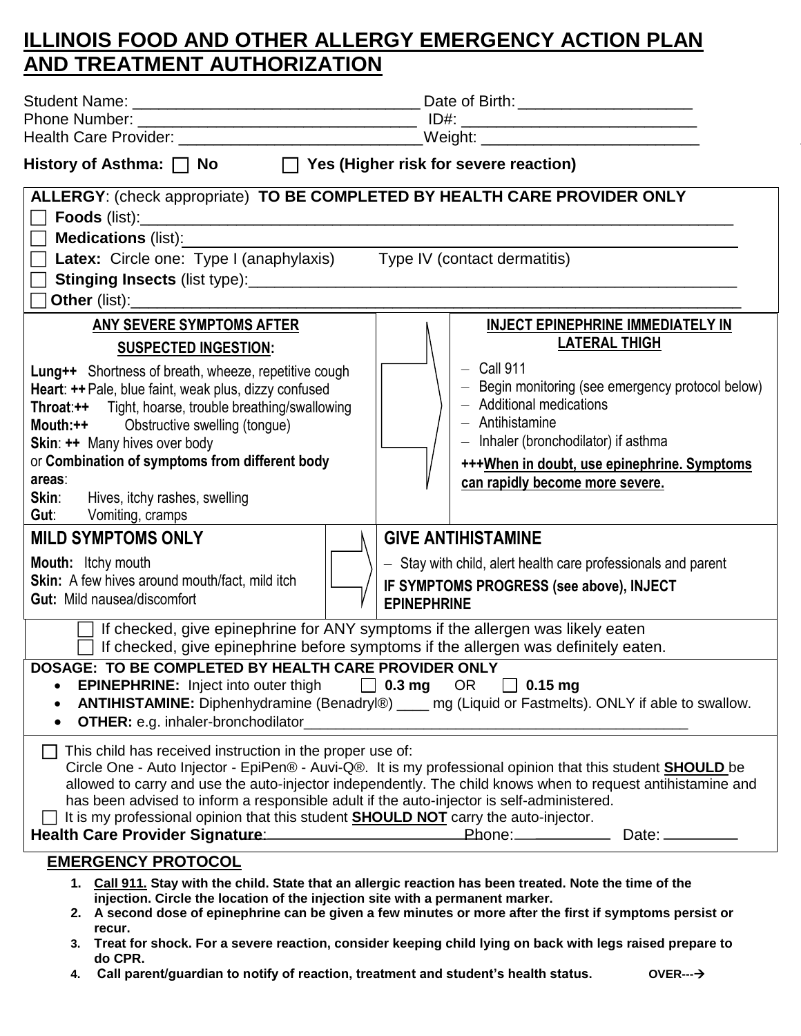# ILLINOIS FOOD AND OTHER ALLERGY EMERGENCY ACTION PLAN AND TREATMENT AUTHORIZATION

Student Name: ________________________________ Date of Birth: ____________________
Phone Number: ________________________________ ID#: ____________________________
Health Care Provider: ___________________________ Weight: _________________________

**History of Asthma:** ☐ **No** ☐ **Yes (Higher risk for severe reaction)**

**ALLERGY**: (check appropriate) **TO BE COMPLETED BY HEALTH CARE PROVIDER ONLY**

☐ **Foods** (list):___________________________________________________________
☐ **Medications** (list):______________________________________________________
☐ **Latex:** Circle one: Type I (anaphylaxis) Type IV (contact dermatitis)
☐ **Stinging Insects** (list type):________________________________________________
☐ **Other** (list):___________________________________________________________

| **ANY SEVERE SYMPTOMS AFTER SUSPECTED INGESTION:** | → | **INJECT EPINEPHRINE IMMEDIATELY IN LATERAL THIGH** |
|---|---|---|
| **Lung++** Shortness of breath, wheeze, repetitive cough<br>**Heart**: **++** Pale, blue faint, weak plus, dizzy confused<br>**Throat**:**++** Tight, hoarse, trouble breathing/swallowing<br>**Mouth:++** Obstructive swelling (tongue)<br>**Skin**: **++** Many hives over body<br>or **Combination of symptoms from different body areas**:<br>**Skin**: Hives, itchy rashes, swelling<br>**Gut**: Vomiting, cramps | | – Call 911<br>– Begin monitoring (see emergency protocol below)<br>– Additional medications<br>– Antihistamine<br>– Inhaler (bronchodilator) if asthma<br>**+++When in doubt, use epinephrine. Symptoms can rapidly become more severe.** |
| **MILD SYMPTOMS ONLY** | → | **GIVE ANTIHISTAMINE** |
| **Mouth:** Itchy mouth<br>**Skin:** A few hives around mouth/fact, mild itch<br>**Gut:** Mild nausea/discomfort | | – Stay with child, alert health care professionals and parent<br>**IF SYMPTOMS PROGRESS (see above), INJECT EPINEPHRINE** |

☐ If checked, give epinephrine for ANY symptoms if the allergen was likely eaten
☐ If checked, give epinephrine before symptoms if the allergen was definitely eaten.

**DOSAGE: TO BE COMPLETED BY HEALTH CARE PROVIDER ONLY**

- **EPINEPHRINE:** Inject into outer thigh ☐ **0.3 mg** OR ☐ **0.15 mg**
- **ANTIHISTAMINE:** Diphenhydramine (Benadryl®) ____ mg (Liquid or Fastmelts). ONLY if able to swallow.
- **OTHER:** e.g. inhaler-bronchodilator_______________________________________________

☐ This child has received instruction in the proper use of:
Circle One - Auto Injector - EpiPen® - Auvi-Q®. It is my professional opinion that this student **SHOULD** be allowed to carry and use the auto-injector independently. The child knows when to request antihistamine and has been advised to inform a responsible adult if the auto-injector is self-administered.
☐ It is my professional opinion that this student **SHOULD NOT** carry the auto-injector.

**Health Care Provider Signature**:___________________________ Phone:__________ Date: _________

## EMERGENCY PROTOCOL

1. **Call 911. Stay with the child. State that an allergic reaction has been treated. Note the time of the injection. Circle the location of the injection site with a permanent marker.**
2. **A second dose of epinephrine can be given a few minutes or more after the first if symptoms persist or recur.**
3. **Treat for shock. For a severe reaction, consider keeping child lying on back with legs raised prepare to do CPR.**
4. **Call parent/guardian to notify of reaction, treatment and student's health status.** **OVER---→**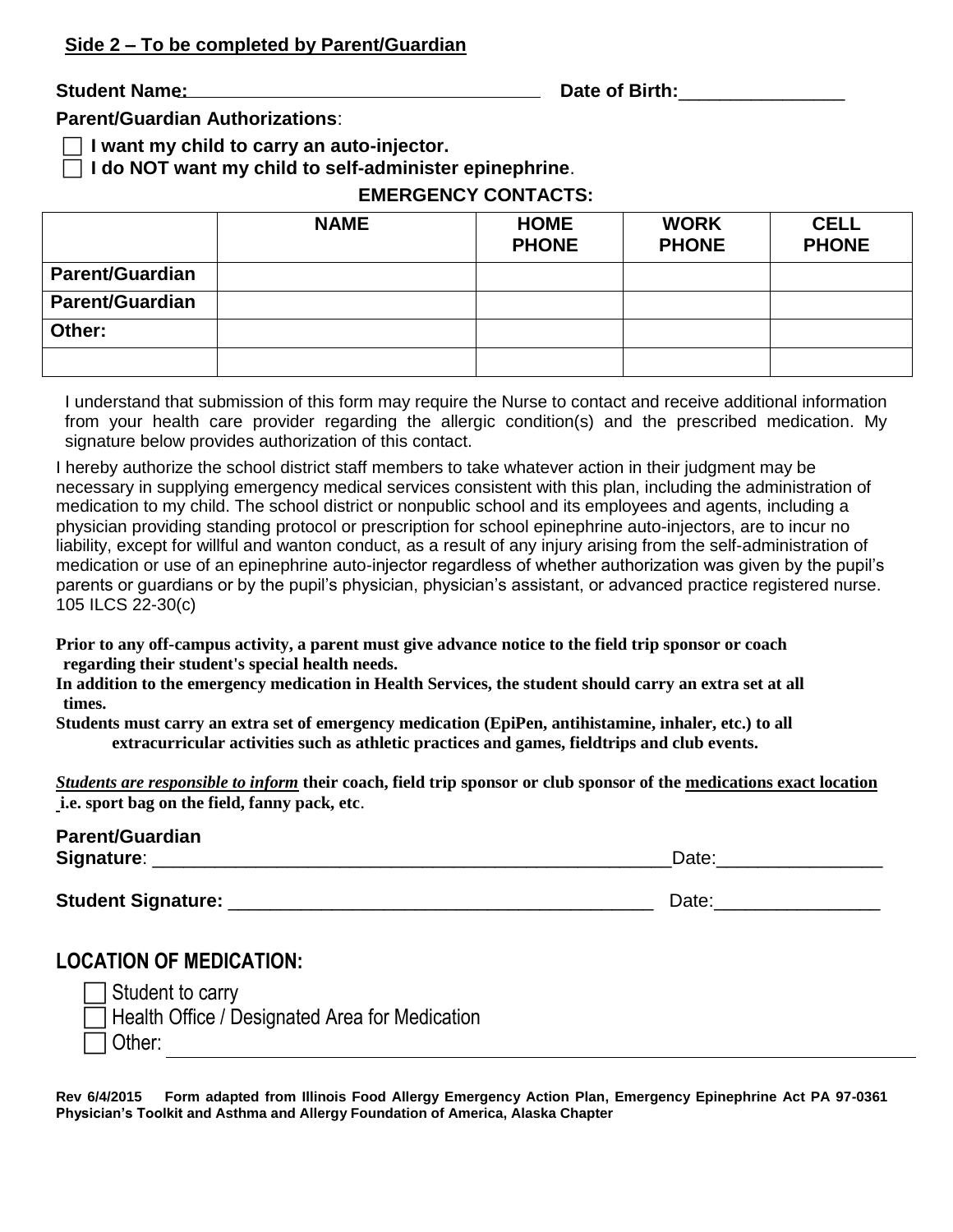**Side 2 – To be completed by Parent/Guardian**

**Student Name:** ________________________________ **Date of Birth:** ________________

**Parent/Guardian Authorizations**:

- ☐ **I want my child to carry an auto-injector.**
- ☐ **I do NOT want my child to self-administer epinephrine**.

**EMERGENCY CONTACTS:**

| | NAME | HOME PHONE | WORK PHONE | CELL PHONE |
|---|---|---|---|---|
| **Parent/Guardian** | | | | |
| **Parent/Guardian** | | | | |
| **Other:** | | | | |
| | | | | |

I understand that submission of this form may require the Nurse to contact and receive additional information from your health care provider regarding the allergic condition(s) and the prescribed medication. My signature below provides authorization of this contact.

I hereby authorize the school district staff members to take whatever action in their judgment may be necessary in supplying emergency medical services consistent with this plan, including the administration of medication to my child. The school district or nonpublic school and its employees and agents, including a physician providing standing protocol or prescription for school epinephrine auto-injectors, are to incur no liability, except for willful and wanton conduct, as a result of any injury arising from the self-administration of medication or use of an epinephrine auto-injector regardless of whether authorization was given by the pupil's parents or guardians or by the pupil's physician, physician's assistant, or advanced practice registered nurse. 105 ILCS 22-30(c)

**Prior to any off-campus activity, a parent must give advance notice to the field trip sponsor or coach regarding their student's special health needs.**

**In addition to the emergency medication in Health Services, the student should carry an extra set at all times.**

**Students must carry an extra set of emergency medication (EpiPen, antihistamine, inhaler, etc.) to all extracurricular activities such as athletic practices and games, fieldtrips and club events.**

***Students are responsible to inform*** **their coach, field trip sponsor or club sponsor of the medications exact location i.e. sport bag on the field, fanny pack, etc**.

**Parent/Guardian Signature**: ____________________________________________ Date: ________________

**Student Signature:** ____________________________________________ Date: ________________

## LOCATION OF MEDICATION:

- ☐ Student to carry
- ☐ Health Office / Designated Area for Medication
- ☐ Other: ________________________________________________

**Rev 6/4/2015 Form adapted from Illinois Food Allergy Emergency Action Plan, Emergency Epinephrine Act PA 97-0361 Physician's Toolkit and Asthma and Allergy Foundation of America, Alaska Chapter**